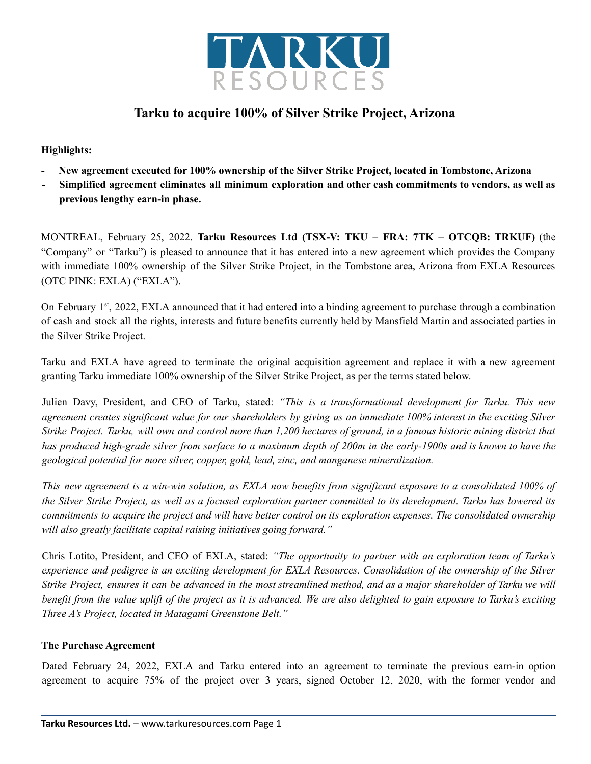# Tarku to acquire 100% of Silver Strike Project, Arizona

**Highlights:**

- **New agreement executed for 100% ownership of the Silver Strike Project, located in Tombstone, Arizona**
- **Simplified agreement eliminates all minimum exploration and other cash commitments to vendors, as well as previous lengthy earn-in phase.**

MONTREAL, February 25, 2022. **Tarku Resources Ltd (TSX-V: TKU – FRA: 7TK – OTCQB: TRKUF)** (the "Company" or "Tarku") is pleased to announce that it has entered into a new agreement which provides the Company with immediate 100% ownership of the Silver Strike Project, in the Tombstone area, Arizona from EXLA Resources (OTC PINK: EXLA) ("EXLA").

On February 1st, 2022, EXLA announced that it had entered into a binding agreement to purchase through a combination of cash and stock all the rights, interests and future benefits currently held by Mansfield Martin and associated parties in the Silver Strike Project.

Tarku and EXLA have agreed to terminate the original acquisition agreement and replace it with a new agreement granting Tarku immediate 100% ownership of the Silver Strike Project, as per the terms stated below.

Julien Davy, President, and CEO of Tarku, stated: *"This is a transformational development for Tarku. This new agreement creates significant value for our shareholders by giving us an immediate 100% interest in the exciting Silver Strike Project. Tarku, will own and control more than 1,200 hectares of ground, in a famous historic mining district that has produced high-grade silver from surface to a maximum depth of 200m in the early-1900s and is known to have the geological potential for more silver, copper, gold, lead, zinc, and manganese mineralization.*

*This new agreement is a win-win solution, as EXLA now benefits from significant exposure to a consolidated 100% of the Silver Strike Project, as well as a focused exploration partner committed to its development. Tarku has lowered its commitments to acquire the project and will have better control on its exploration expenses. The consolidated ownership will also greatly facilitate capital raising initiatives going forward."*

Chris Lotito, President, and CEO of EXLA, stated: *"The opportunity to partner with an exploration team of Tarku's experience and pedigree is an exciting development for EXLA Resources. Consolidation of the ownership of the Silver Strike Project, ensures it can be advanced in the most streamlined method, and as a major shareholder of Tarku we will benefit from the value uplift of the project as it is advanced. We are also delighted to gain exposure to Tarku's exciting Three A's Project, located in Matagami Greenstone Belt."*

**The Purchase Agreement**

Dated February 24, 2022, EXLA and Tarku entered into an agreement to terminate the previous earn-in option agreement to acquire 75% of the project over 3 years, signed October 12, 2020, with the former vendor and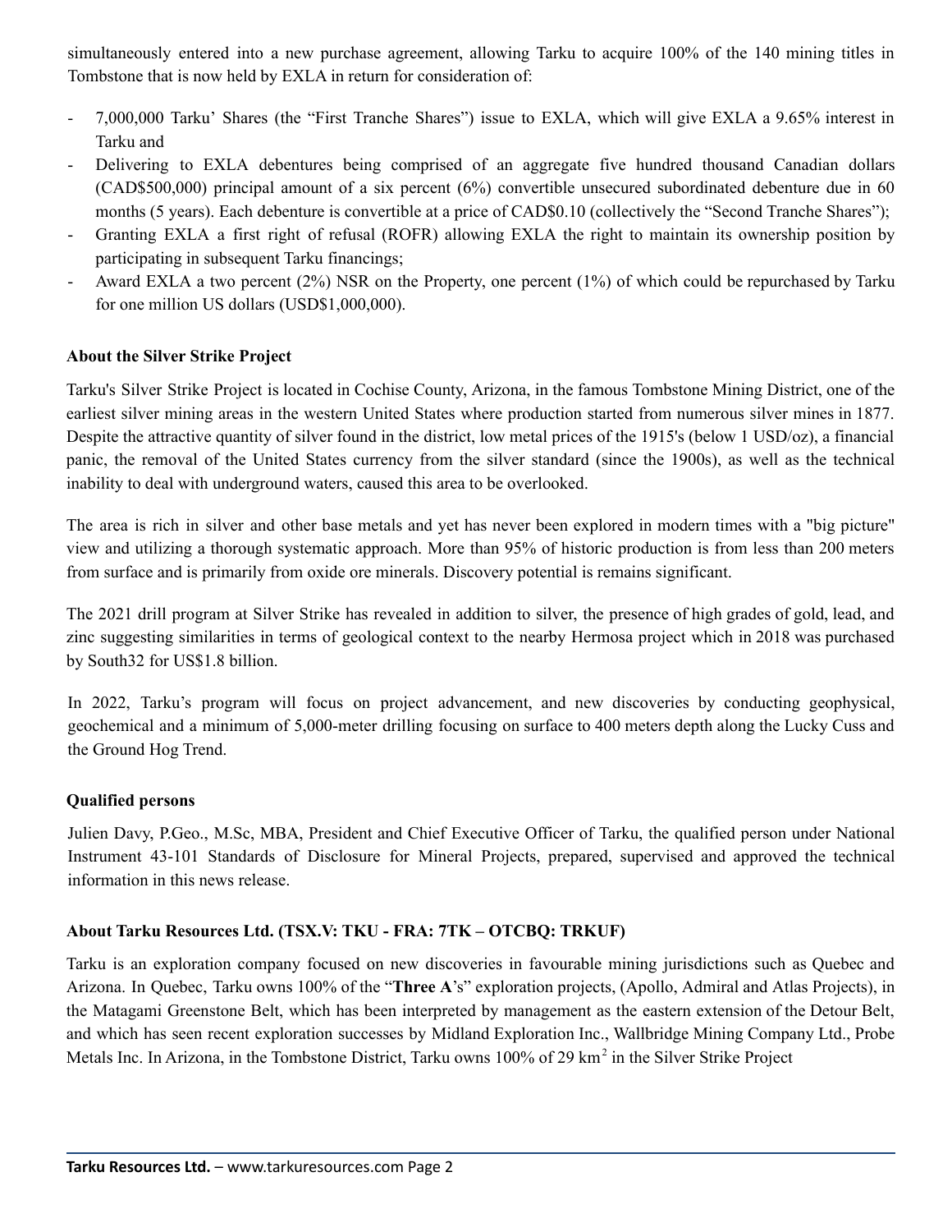simultaneously entered into a new purchase agreement, allowing Tarku to acquire 100% of the 140 mining titles in Tombstone that is now held by EXLA in return for consideration of:

- 7,000,000 Tarku' Shares (the "First Tranche Shares") issue to EXLA, which will give EXLA a 9.65% interest in Tarku and
- Delivering to EXLA debentures being comprised of an aggregate five hundred thousand Canadian dollars (CAD$500,000) principal amount of a six percent (6%) convertible unsecured subordinated debenture due in 60 months (5 years). Each debenture is convertible at a price of CAD$0.10 (collectively the "Second Tranche Shares");
- Granting EXLA a first right of refusal (ROFR) allowing EXLA the right to maintain its ownership position by participating in subsequent Tarku financings;
- Award EXLA a two percent (2%) NSR on the Property, one percent (1%) of which could be repurchased by Tarku for one million US dollars (USD$1,000,000).

**About the Silver Strike Project**

Tarku's Silver Strike Project is located in Cochise County, Arizona, in the famous Tombstone Mining District, one of the earliest silver mining areas in the western United States where production started from numerous silver mines in 1877. Despite the attractive quantity of silver found in the district, low metal prices of the 1915's (below 1 USD/oz), a financial panic, the removal of the United States currency from the silver standard (since the 1900s), as well as the technical inability to deal with underground waters, caused this area to be overlooked.

The area is rich in silver and other base metals and yet has never been explored in modern times with a "big picture" view and utilizing a thorough systematic approach. More than 95% of historic production is from less than 200 meters from surface and is primarily from oxide ore minerals. Discovery potential is remains significant.

The 2021 drill program at Silver Strike has revealed in addition to silver, the presence of high grades of gold, lead, and zinc suggesting similarities in terms of geological context to the nearby Hermosa project which in 2018 was purchased by South32 for US$1.8 billion.

In 2022, Tarku's program will focus on project advancement, and new discoveries by conducting geophysical, geochemical and a minimum of 5,000-meter drilling focusing on surface to 400 meters depth along the Lucky Cuss and the Ground Hog Trend.

**Qualified persons**

Julien Davy, P.Geo., M.Sc, MBA, President and Chief Executive Officer of Tarku, the qualified person under National Instrument 43-101 Standards of Disclosure for Mineral Projects, prepared, supervised and approved the technical information in this news release.

**About Tarku Resources Ltd. (TSX.V: TKU - FRA: 7TK – OTCBQ: TRKUF)**

Tarku is an exploration company focused on new discoveries in favourable mining jurisdictions such as Quebec and Arizona. In Quebec, Tarku owns 100% of the "**Three A**'s" exploration projects, (Apollo, Admiral and Atlas Projects), in the Matagami Greenstone Belt, which has been interpreted by management as the eastern extension of the Detour Belt, and which has seen recent exploration successes by Midland Exploration Inc., Wallbridge Mining Company Ltd., Probe Metals Inc. In Arizona, in the Tombstone District, Tarku owns 100% of 29 $km^2$ in the Silver Strike Project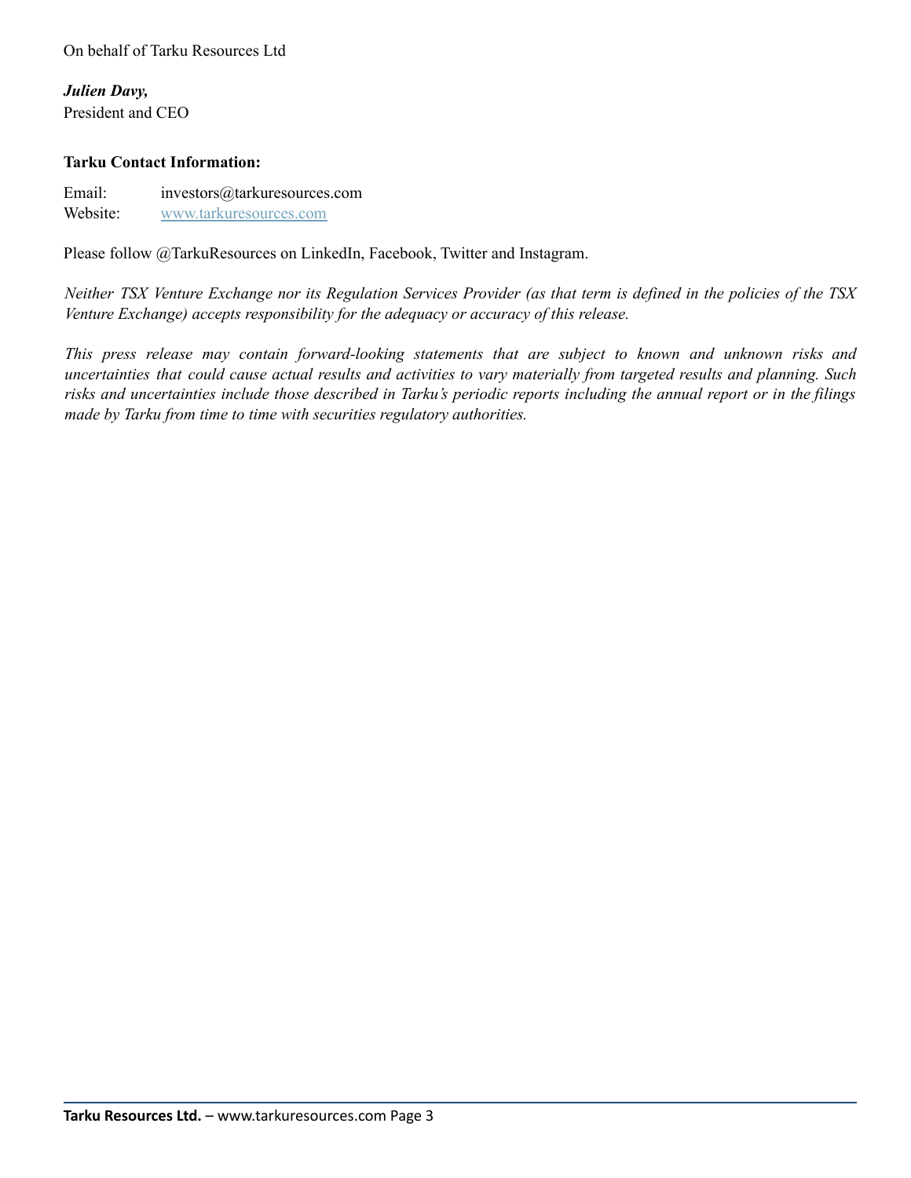On behalf of Tarku Resources Ltd

***Julien Davy,***
President and CEO

**Tarku Contact Information:**

Email: investors@tarkuresources.com
Website: www.tarkuresources.com

Please follow @TarkuResources on LinkedIn, Facebook, Twitter and Instagram.

*Neither TSX Venture Exchange nor its Regulation Services Provider (as that term is defined in the policies of the TSX Venture Exchange) accepts responsibility for the adequacy or accuracy of this release.*

*This press release may contain forward-looking statements that are subject to known and unknown risks and uncertainties that could cause actual results and activities to vary materially from targeted results and planning. Such risks and uncertainties include those described in Tarku's periodic reports including the annual report or in the filings made by Tarku from time to time with securities regulatory authorities.*